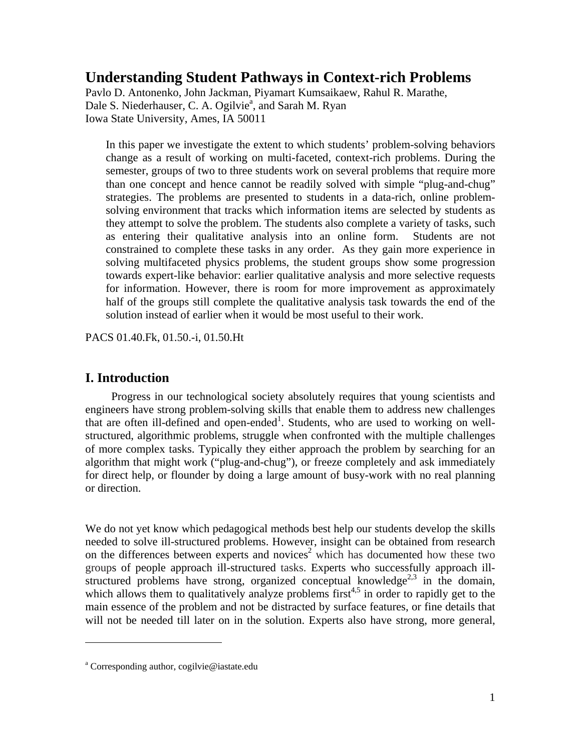# Understanding Student Pathways in Context-rich Problems

Pavlo D. Antonenko, John Jackman, Piyamart Kumsaikaew, Rahul R. Marathe, Dale S. Niederhauser, C. A. Ogilvie[a], and Sarah M. Ryan
Iowa State University, Ames, IA 50011

> In this paper we investigate the extent to which students' problem-solving behaviors change as a result of working on multi-faceted, context-rich problems. During the semester, groups of two to three students work on several problems that require more than one concept and hence cannot be readily solved with simple "plug-and-chug" strategies. The problems are presented to students in a data-rich, online problem-solving environment that tracks which information items are selected by students as they attempt to solve the problem. The students also complete a variety of tasks, such as entering their qualitative analysis into an online form. Students are not constrained to complete these tasks in any order. As they gain more experience in solving multifaceted physics problems, the student groups show some progression towards expert-like behavior: earlier qualitative analysis and more selective requests for information. However, there is room for more improvement as approximately half of the groups still complete the qualitative analysis task towards the end of the solution instead of earlier when it would be most useful to their work.

PACS 01.40.Fk, 01.50.-i, 01.50.Ht

## I. Introduction

Progress in our technological society absolutely requires that young scientists and engineers have strong problem-solving skills that enable them to address new challenges that are often ill-defined and open-ended[1]. Students, who are used to working on well-structured, algorithmic problems, struggle when confronted with the multiple challenges of more complex tasks. Typically they either approach the problem by searching for an algorithm that might work ("plug-and-chug"), or freeze completely and ask immediately for direct help, or flounder by doing a large amount of busy-work with no real planning or direction.

We do not yet know which pedagogical methods best help our students develop the skills needed to solve ill-structured problems. However, insight can be obtained from research on the differences between experts and novices[2] which has documented how these two groups of people approach ill-structured tasks. Experts who successfully approach ill-structured problems have strong, organized conceptual knowledge[2,3] in the domain, which allows them to qualitatively analyze problems first[4,5] in order to rapidly get to the main essence of the problem and not be distracted by surface features, or fine details that will not be needed till later on in the solution. Experts also have strong, more general,

[a] Corresponding author, cogilvie@iastate.edu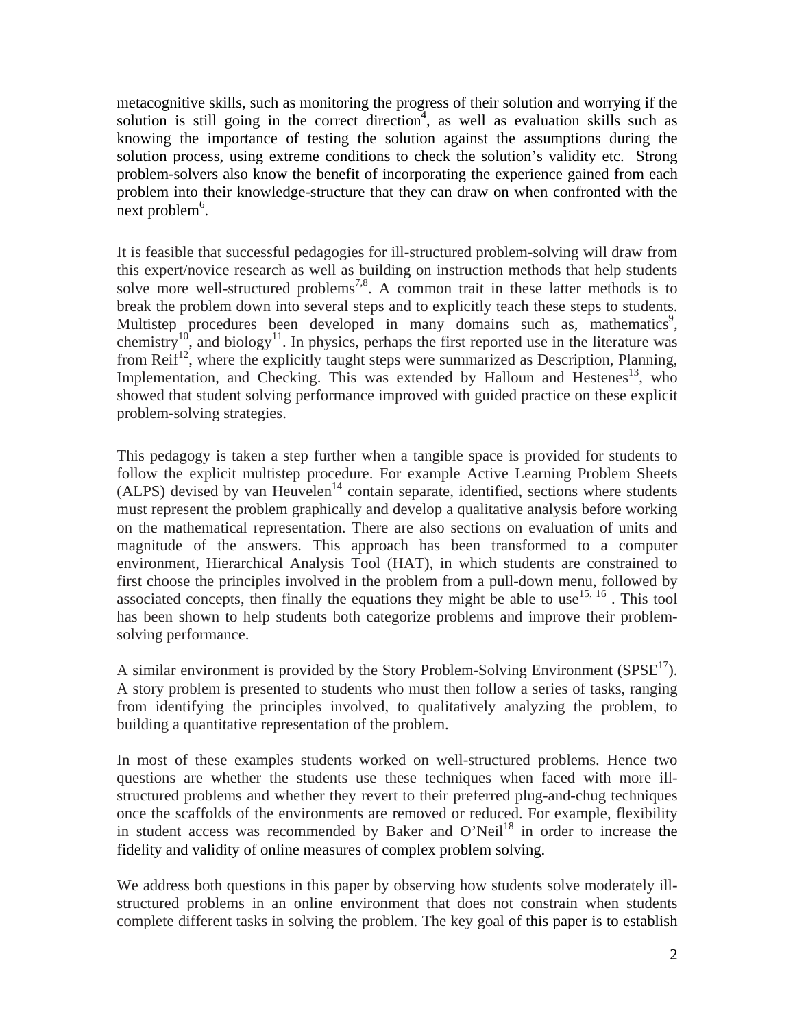metacognitive skills, such as monitoring the progress of their solution and worrying if the solution is still going in the correct direction[4], as well as evaluation skills such as knowing the importance of testing the solution against the assumptions during the solution process, using extreme conditions to check the solution's validity etc. Strong problem-solvers also know the benefit of incorporating the experience gained from each problem into their knowledge-structure that they can draw on when confronted with the next problem[6].

It is feasible that successful pedagogies for ill-structured problem-solving will draw from this expert/novice research as well as building on instruction methods that help students solve more well-structured problems[7,8]. A common trait in these latter methods is to break the problem down into several steps and to explicitly teach these steps to students. Multistep procedures been developed in many domains such as, mathematics[9], chemistry[10], and biology[11]. In physics, perhaps the first reported use in the literature was from Reif[12], where the explicitly taught steps were summarized as Description, Planning, Implementation, and Checking. This was extended by Halloun and Hestenes[13], who showed that student solving performance improved with guided practice on these explicit problem-solving strategies.

This pedagogy is taken a step further when a tangible space is provided for students to follow the explicit multistep procedure. For example Active Learning Problem Sheets (ALPS) devised by van Heuvelen[14] contain separate, identified, sections where students must represent the problem graphically and develop a qualitative analysis before working on the mathematical representation. There are also sections on evaluation of units and magnitude of the answers. This approach has been transformed to a computer environment, Hierarchical Analysis Tool (HAT), in which students are constrained to first choose the principles involved in the problem from a pull-down menu, followed by associated concepts, then finally the equations they might be able to use[15, 16]. This tool has been shown to help students both categorize problems and improve their problem-solving performance.

A similar environment is provided by the Story Problem-Solving Environment (SPSE[17]). A story problem is presented to students who must then follow a series of tasks, ranging from identifying the principles involved, to qualitatively analyzing the problem, to building a quantitative representation of the problem.

In most of these examples students worked on well-structured problems. Hence two questions are whether the students use these techniques when faced with more ill-structured problems and whether they revert to their preferred plug-and-chug techniques once the scaffolds of the environments are removed or reduced. For example, flexibility in student access was recommended by Baker and O'Neil[18] in order to increase the fidelity and validity of online measures of complex problem solving.

We address both questions in this paper by observing how students solve moderately ill-structured problems in an online environment that does not constrain when students complete different tasks in solving the problem. The key goal of this paper is to establish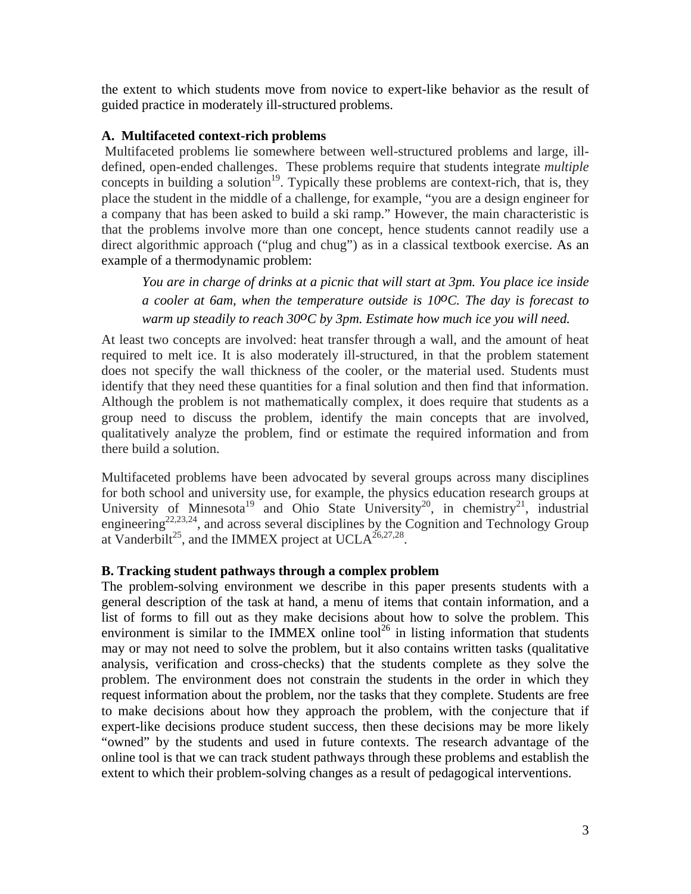the extent to which students move from novice to expert-like behavior as the result of guided practice in moderately ill-structured problems.

### A. Multifaceted context-rich problems

Multifaceted problems lie somewhere between well-structured problems and large, ill-defined, open-ended challenges. These problems require that students integrate *multiple* concepts in building a solution[19]. Typically these problems are context-rich, that is, they place the student in the middle of a challenge, for example, "you are a design engineer for a company that has been asked to build a ski ramp." However, the main characteristic is that the problems involve more than one concept, hence students cannot readily use a direct algorithmic approach ("plug and chug") as in a classical textbook exercise. As an example of a thermodynamic problem:

> *You are in charge of drinks at a picnic that will start at 3pm. You place ice inside a cooler at 6am, when the temperature outside is 10ºC. The day is forecast to warm up steadily to reach 30ºC by 3pm. Estimate how much ice you will need.*

At least two concepts are involved: heat transfer through a wall, and the amount of heat required to melt ice. It is also moderately ill-structured, in that the problem statement does not specify the wall thickness of the cooler, or the material used. Students must identify that they need these quantities for a final solution and then find that information. Although the problem is not mathematically complex, it does require that students as a group need to discuss the problem, identify the main concepts that are involved, qualitatively analyze the problem, find or estimate the required information and from there build a solution.

Multifaceted problems have been advocated by several groups across many disciplines for both school and university use, for example, the physics education research groups at University of Minnesota[19] and Ohio State University[20], in chemistry[21], industrial engineering[22,23,24], and across several disciplines by the Cognition and Technology Group at Vanderbilt[25], and the IMMEX project at UCLA[26,27,28].

### B. Tracking student pathways through a complex problem

The problem-solving environment we describe in this paper presents students with a general description of the task at hand, a menu of items that contain information, and a list of forms to fill out as they make decisions about how to solve the problem. This environment is similar to the IMMEX online tool[26] in listing information that students may or may not need to solve the problem, but it also contains written tasks (qualitative analysis, verification and cross-checks) that the students complete as they solve the problem. The environment does not constrain the students in the order in which they request information about the problem, nor the tasks that they complete. Students are free to make decisions about how they approach the problem, with the conjecture that if expert-like decisions produce student success, then these decisions may be more likely "owned" by the students and used in future contexts. The research advantage of the online tool is that we can track student pathways through these problems and establish the extent to which their problem-solving changes as a result of pedagogical interventions.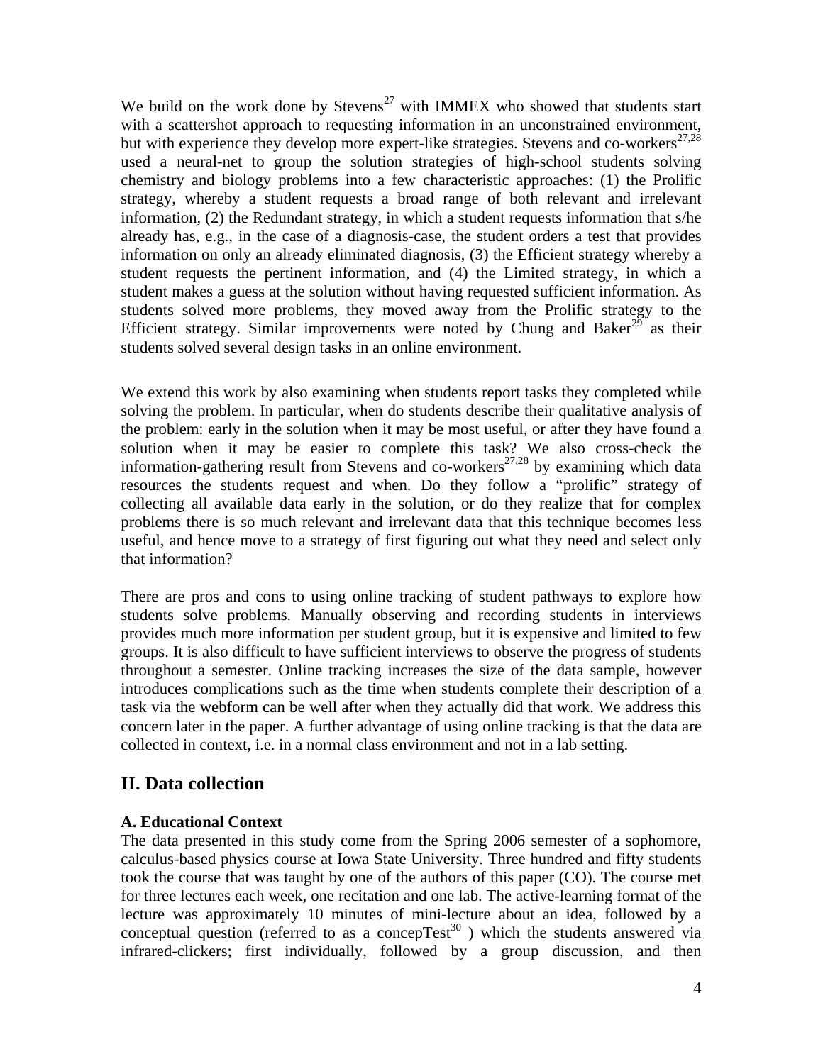We build on the work done by Stevens[27] with IMMEX who showed that students start with a scattershot approach to requesting information in an unconstrained environment, but with experience they develop more expert-like strategies. Stevens and co-workers[27,28] used a neural-net to group the solution strategies of high-school students solving chemistry and biology problems into a few characteristic approaches: (1) the Prolific strategy, whereby a student requests a broad range of both relevant and irrelevant information, (2) the Redundant strategy, in which a student requests information that s/he already has, e.g., in the case of a diagnosis-case, the student orders a test that provides information on only an already eliminated diagnosis, (3) the Efficient strategy whereby a student requests the pertinent information, and (4) the Limited strategy, in which a student makes a guess at the solution without having requested sufficient information. As students solved more problems, they moved away from the Prolific strategy to the Efficient strategy. Similar improvements were noted by Chung and Baker[29] as their students solved several design tasks in an online environment.

We extend this work by also examining when students report tasks they completed while solving the problem. In particular, when do students describe their qualitative analysis of the problem: early in the solution when it may be most useful, or after they have found a solution when it may be easier to complete this task? We also cross-check the information-gathering result from Stevens and co-workers[27,28] by examining which data resources the students request and when. Do they follow a "prolific" strategy of collecting all available data early in the solution, or do they realize that for complex problems there is so much relevant and irrelevant data that this technique becomes less useful, and hence move to a strategy of first figuring out what they need and select only that information?

There are pros and cons to using online tracking of student pathways to explore how students solve problems. Manually observing and recording students in interviews provides much more information per student group, but it is expensive and limited to few groups. It is also difficult to have sufficient interviews to observe the progress of students throughout a semester. Online tracking increases the size of the data sample, however introduces complications such as the time when students complete their description of a task via the webform can be well after when they actually did that work. We address this concern later in the paper. A further advantage of using online tracking is that the data are collected in context, i.e. in a normal class environment and not in a lab setting.

## II. Data collection

### A. Educational Context

The data presented in this study come from the Spring 2006 semester of a sophomore, calculus-based physics course at Iowa State University. Three hundred and fifty students took the course that was taught by one of the authors of this paper (CO). The course met for three lectures each week, one recitation and one lab. The active-learning format of the lecture was approximately 10 minutes of mini-lecture about an idea, followed by a conceptual question (referred to as a concepTest[30] ) which the students answered via infrared-clickers; first individually, followed by a group discussion, and then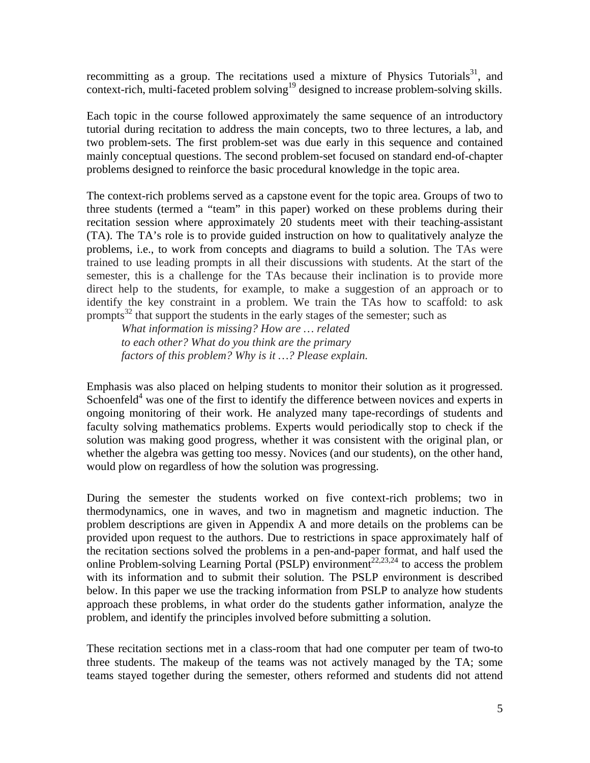recommitting as a group. The recitations used a mixture of Physics Tutorials[31], and context-rich, multi-faceted problem solving[19] designed to increase problem-solving skills.

Each topic in the course followed approximately the same sequence of an introductory tutorial during recitation to address the main concepts, two to three lectures, a lab, and two problem-sets. The first problem-set was due early in this sequence and contained mainly conceptual questions. The second problem-set focused on standard end-of-chapter problems designed to reinforce the basic procedural knowledge in the topic area.

The context-rich problems served as a capstone event for the topic area. Groups of two to three students (termed a "team" in this paper) worked on these problems during their recitation session where approximately 20 students meet with their teaching-assistant (TA). The TA's role is to provide guided instruction on how to qualitatively analyze the problems, i.e., to work from concepts and diagrams to build a solution. The TAs were trained to use leading prompts in all their discussions with students. At the start of the semester, this is a challenge for the TAs because their inclination is to provide more direct help to the students, for example, to make a suggestion of an approach or to identify the key constraint in a problem. We train the TAs how to scaffold: to ask prompts[32] that support the students in the early stages of the semester; such as

> *What information is missing? How are … related to each other? What do you think are the primary factors of this problem? Why is it …? Please explain.*

Emphasis was also placed on helping students to monitor their solution as it progressed. Schoenfeld[4] was one of the first to identify the difference between novices and experts in ongoing monitoring of their work. He analyzed many tape-recordings of students and faculty solving mathematics problems. Experts would periodically stop to check if the solution was making good progress, whether it was consistent with the original plan, or whether the algebra was getting too messy. Novices (and our students), on the other hand, would plow on regardless of how the solution was progressing.

During the semester the students worked on five context-rich problems; two in thermodynamics, one in waves, and two in magnetism and magnetic induction. The problem descriptions are given in Appendix A and more details on the problems can be provided upon request to the authors. Due to restrictions in space approximately half of the recitation sections solved the problems in a pen-and-paper format, and half used the online Problem-solving Learning Portal (PSLP) environment[22,23,24] to access the problem with its information and to submit their solution. The PSLP environment is described below. In this paper we use the tracking information from PSLP to analyze how students approach these problems, in what order do the students gather information, analyze the problem, and identify the principles involved before submitting a solution.

These recitation sections met in a class-room that had one computer per team of two-to three students. The makeup of the teams was not actively managed by the TA; some teams stayed together during the semester, others reformed and students did not attend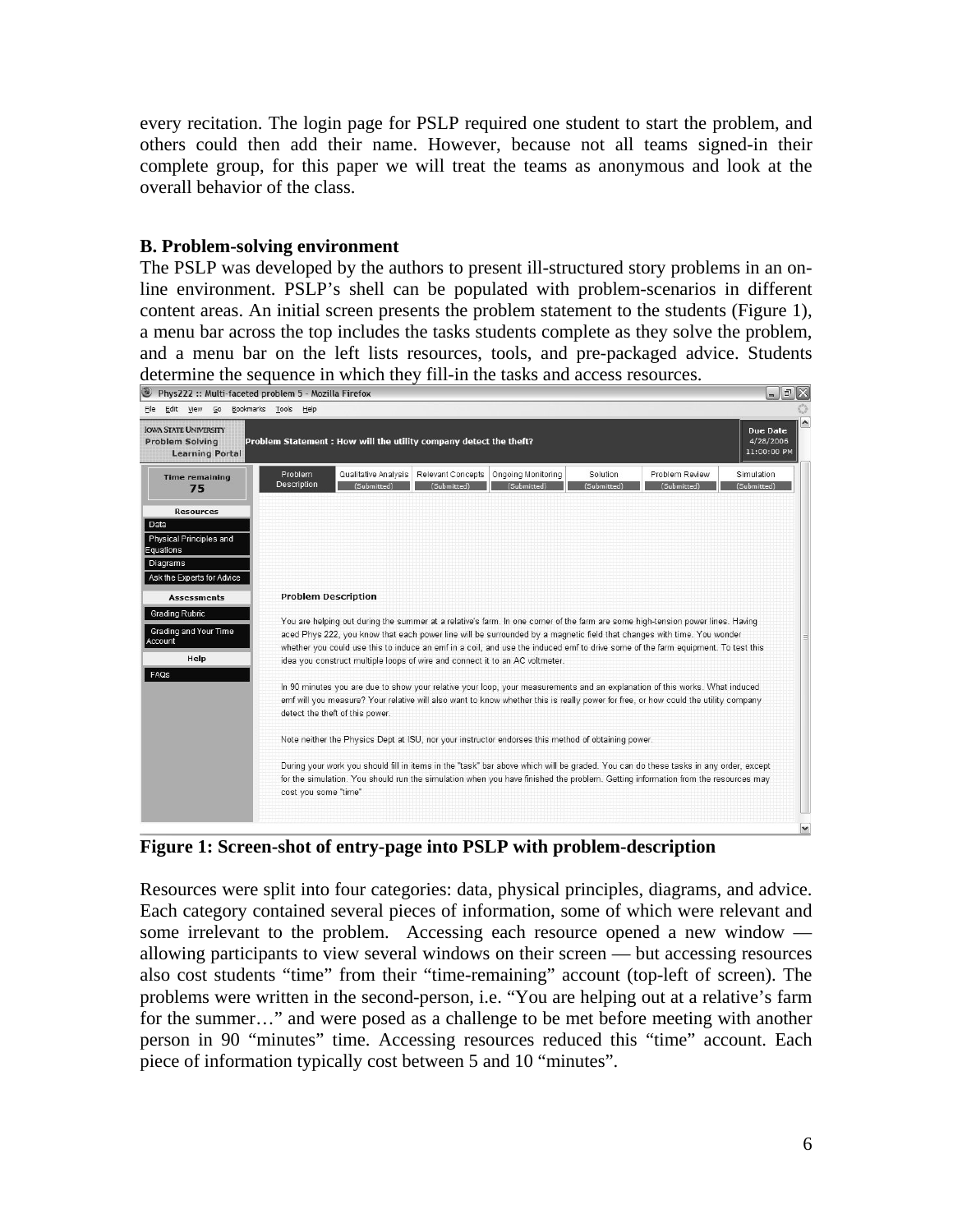every recitation. The login page for PSLP required one student to start the problem, and others could then add their name. However, because not all teams signed-in their complete group, for this paper we will treat the teams as anonymous and look at the overall behavior of the class.

### B. Problem-solving environment

The PSLP was developed by the authors to present ill-structured story problems in an on-line environment. PSLP's shell can be populated with problem-scenarios in different content areas. An initial screen presents the problem statement to the students (Figure 1), a menu bar across the top includes the tasks students complete as they solve the problem, and a menu bar on the left lists resources, tools, and pre-packaged advice. Students determine the sequence in which they fill-in the tasks and access resources.

**Figure 1: Screen-shot of entry-page into PSLP with problem-description**

Resources were split into four categories: data, physical principles, diagrams, and advice. Each category contained several pieces of information, some of which were relevant and some irrelevant to the problem. Accessing each resource opened a new window — allowing participants to view several windows on their screen — but accessing resources also cost students "time" from their "time-remaining" account (top-left of screen). The problems were written in the second-person, i.e. "You are helping out at a relative's farm for the summer…" and were posed as a challenge to be met before meeting with another person in 90 "minutes" time. Accessing resources reduced this "time" account. Each piece of information typically cost between 5 and 10 "minutes".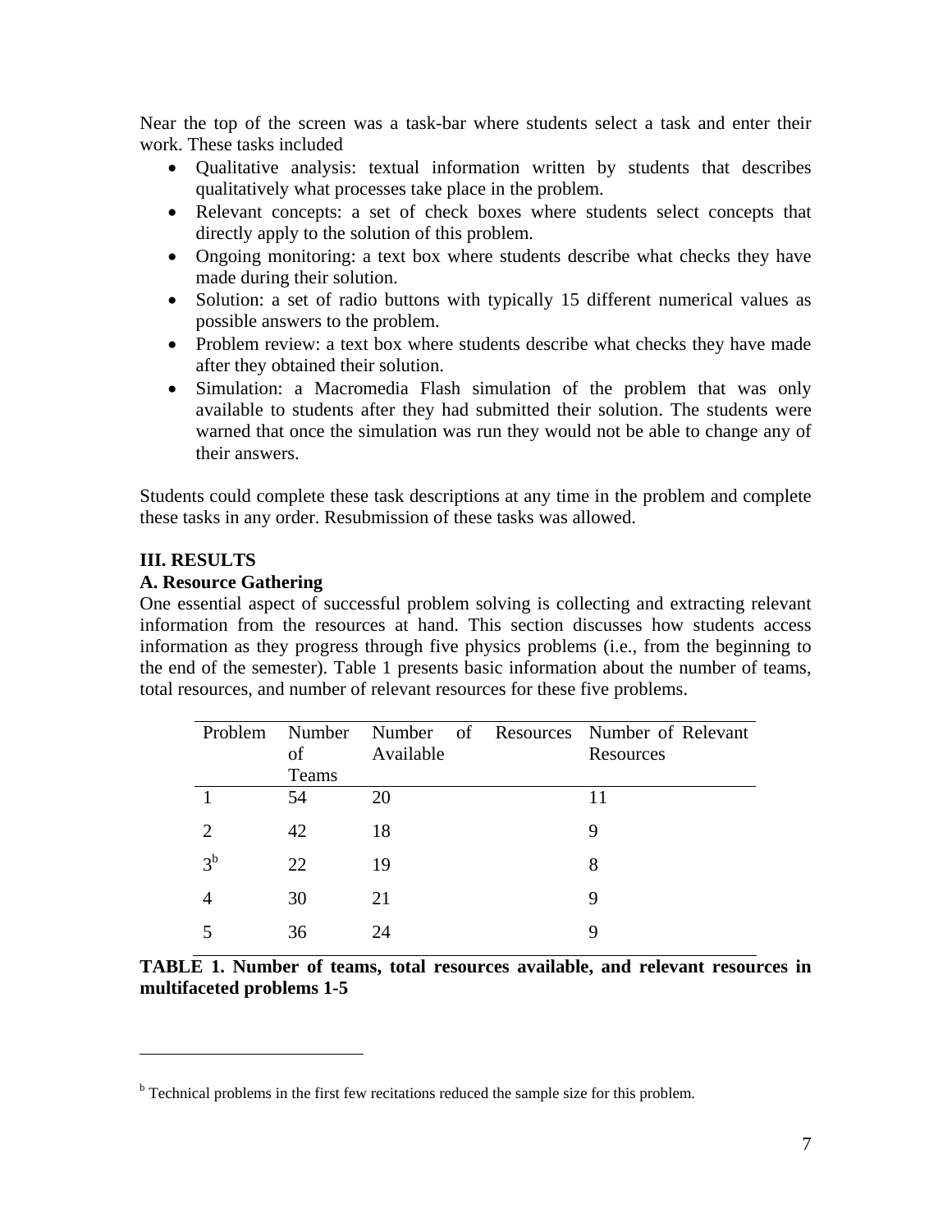Near the top of the screen was a task-bar where students select a task and enter their work. These tasks included

- Qualitative analysis: textual information written by students that describes qualitatively what processes take place in the problem.
- Relevant concepts: a set of check boxes where students select concepts that directly apply to the solution of this problem.
- Ongoing monitoring: a text box where students describe what checks they have made during their solution.
- Solution: a set of radio buttons with typically 15 different numerical values as possible answers to the problem.
- Problem review: a text box where students describe what checks they have made after they obtained their solution.
- Simulation: a Macromedia Flash simulation of the problem that was only available to students after they had submitted their solution. The students were warned that once the simulation was run they would not be able to change any of their answers.

Students could complete these task descriptions at any time in the problem and complete these tasks in any order. Resubmission of these tasks was allowed.

## III. RESULTS

### A. Resource Gathering

One essential aspect of successful problem solving is collecting and extracting relevant information from the resources at hand. This section discusses how students access information as they progress through five physics problems (i.e., from the beginning to the end of the semester). Table 1 presents basic information about the number of teams, total resources, and number of relevant resources for these five problems.

| Problem | Number of Teams | Number of Resources Available | Number of Relevant Resources |
|---|---|---|---|
| 1 | 54 | 20 | 11 |
| 2 | 42 | 18 | 9 |
| 3[b] | 22 | 19 | 8 |
| 4 | 30 | 21 | 9 |
| 5 | 36 | 24 | 9 |

**TABLE 1. Number of teams, total resources available, and relevant resources in multifaceted problems 1-5**

[b] Technical problems in the first few recitations reduced the sample size for this problem.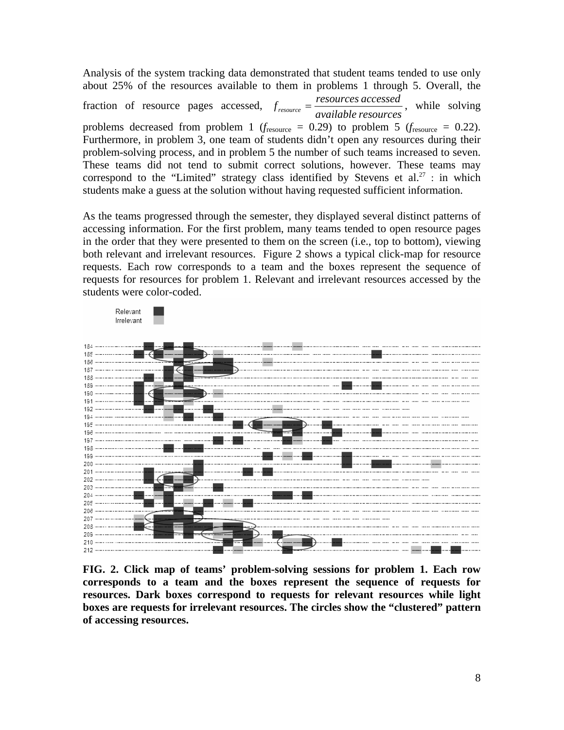Analysis of the system tracking data demonstrated that student teams tended to use only about 25% of the resources available to them in problems 1 through 5. Overall, the fraction of resource pages accessed, $f_{resource} = \frac{resources\ accessed}{available\ resources}$, while solving problems decreased from problem 1 ($f_{\text{resource}}$ = 0.29) to problem 5 ($f_{\text{resource}}$ = 0.22). Furthermore, in problem 3, one team of students didn't open any resources during their problem-solving process, and in problem 5 the number of such teams increased to seven. These teams did not tend to submit correct solutions, however. These teams may correspond to the "Limited" strategy class identified by Stevens et al.[27] : in which students make a guess at the solution without having requested sufficient information.

As the teams progressed through the semester, they displayed several distinct patterns of accessing information. For the first problem, many teams tended to open resource pages in the order that they were presented to them on the screen (i.e., top to bottom), viewing both relevant and irrelevant resources. Figure 2 shows a typical click-map for resource requests. Each row corresponds to a team and the boxes represent the sequence of requests for resources for problem 1. Relevant and irrelevant resources accessed by the students were color-coded.

**FIG. 2. Click map of teams' problem-solving sessions for problem 1. Each row corresponds to a team and the boxes represent the sequence of requests for resources. Dark boxes correspond to requests for relevant resources while light boxes are requests for irrelevant resources. The circles show the "clustered" pattern of accessing resources.**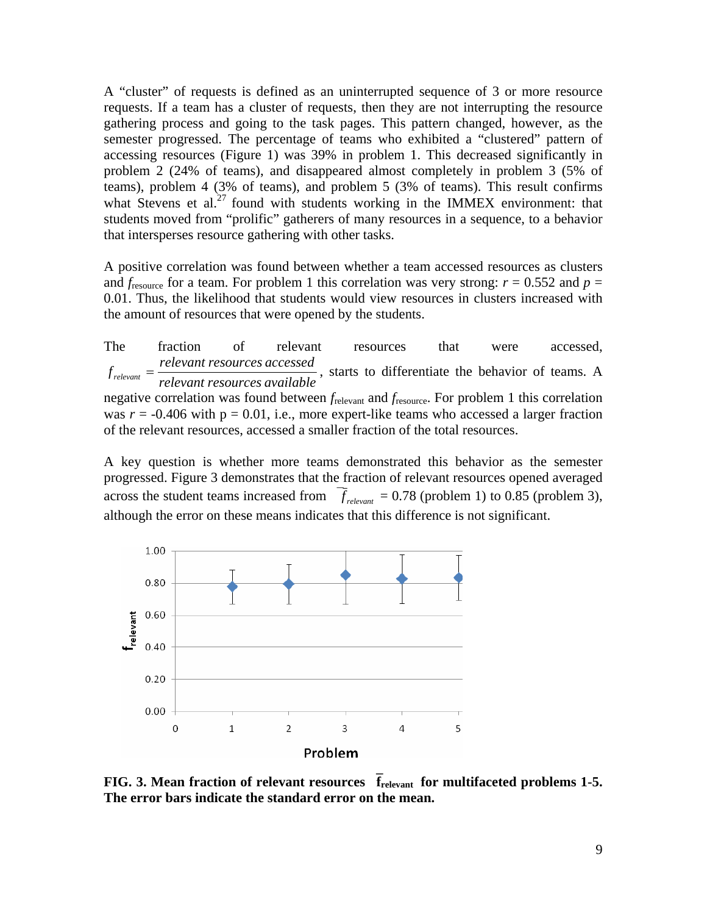A "cluster" of requests is defined as an uninterrupted sequence of 3 or more resource requests. If a team has a cluster of requests, then they are not interrupting the resource gathering process and going to the task pages. This pattern changed, however, as the semester progressed. The percentage of teams who exhibited a "clustered" pattern of accessing resources (Figure 1) was 39% in problem 1. This decreased significantly in problem 2 (24% of teams), and disappeared almost completely in problem 3 (5% of teams), problem 4 (3% of teams), and problem 5 (3% of teams). This result confirms what Stevens et al.[27] found with students working in the IMMEX environment: that students moved from "prolific" gatherers of many resources in a sequence, to a behavior that intersperses resource gathering with other tasks.

A positive correlation was found between whether a team accessed resources as clusters and $f_{resource}$ for a team. For problem 1 this correlation was very strong: $r = 0.552$ and $p = 0.01$. Thus, the likelihood that students would view resources in clusters increased with the amount of resources that were opened by the students.

The fraction of relevant resources that were accessed, $f_{relevant} = \dfrac{\textit{relevant resources accessed}}{\textit{relevant resources available}}$, starts to differentiate the behavior of teams. A negative correlation was found between $f_{relevant}$ and $f_{resource}$. For problem 1 this correlation was $r = -0.406$ with $p = 0.01$, i.e., more expert-like teams who accessed a larger fraction of the relevant resources, accessed a smaller fraction of the total resources.

A key question is whether more teams demonstrated this behavior as the semester progressed. Figure 3 demonstrates that the fraction of relevant resources opened averaged across the student teams increased from $\overline{f}_{relevant} = 0.78$ (problem 1) to 0.85 (problem 3), although the error on these means indicates that this difference is not significant.

**FIG. 3. Mean fraction of relevant resources $\overline{f}_{relevant}$ for multifaceted problems 1-5. The error bars indicate the standard error on the mean.**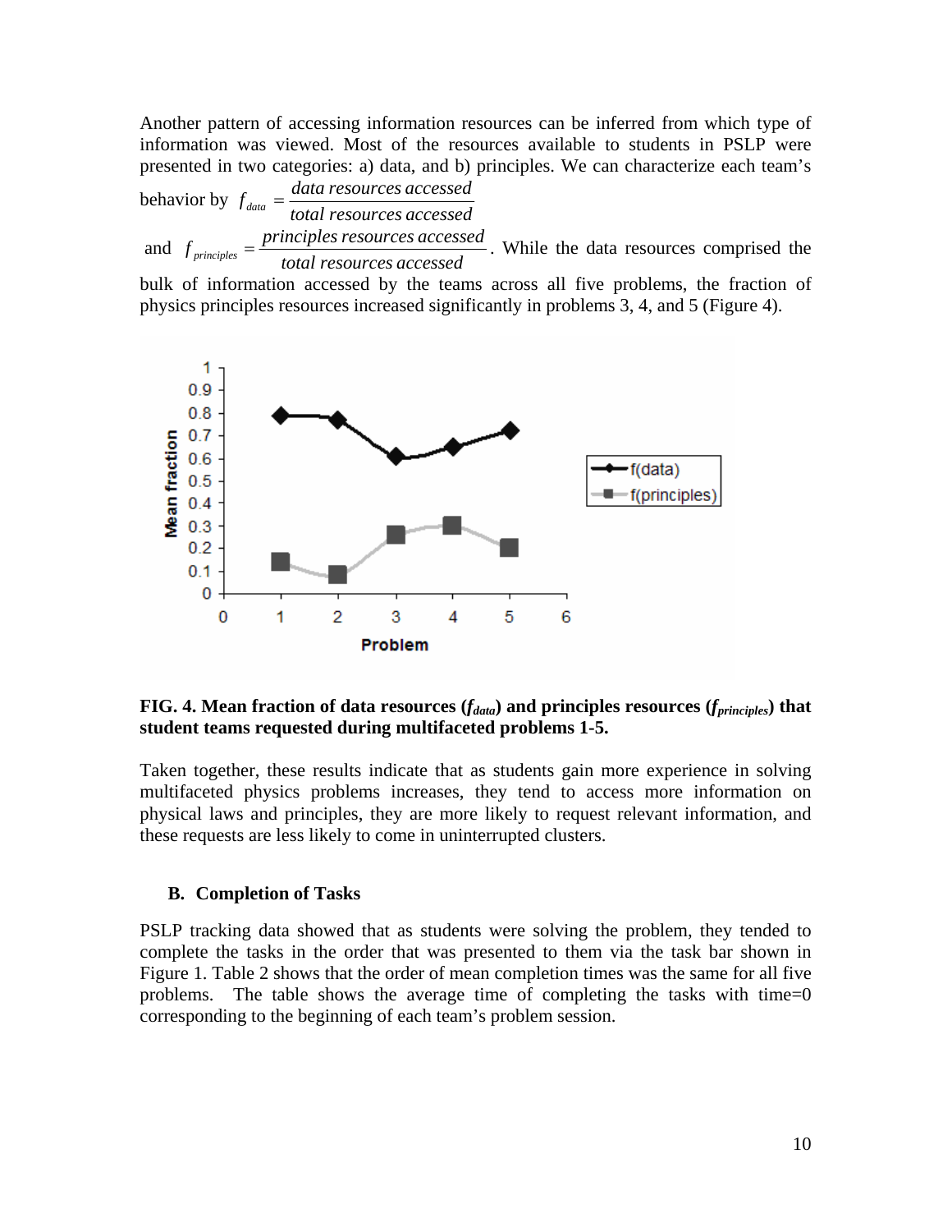Another pattern of accessing information resources can be inferred from which type of information was viewed. Most of the resources available to students in PSLP were presented in two categories: a) data, and b) principles. We can characterize each team's behavior by $f_{data} = \frac{\text{data resources accessed}}{\text{total resources accessed}}$ and $f_{principles} = \frac{\text{principles resources accessed}}{\text{total resources accessed}}$. While the data resources comprised the bulk of information accessed by the teams across all five problems, the fraction of physics principles resources increased significantly in problems 3, 4, and 5 (Figure 4).

**FIG. 4. Mean fraction of data resources ($f_{data}$) and principles resources ($f_{principles}$) that student teams requested during multifaceted problems 1-5.**

Taken together, these results indicate that as students gain more experience in solving multifaceted physics problems increases, they tend to access more information on physical laws and principles, they are more likely to request relevant information, and these requests are less likely to come in uninterrupted clusters.

### B. Completion of Tasks

PSLP tracking data showed that as students were solving the problem, they tended to complete the tasks in the order that was presented to them via the task bar shown in Figure 1. Table 2 shows that the order of mean completion times was the same for all five problems. The table shows the average time of completing the tasks with time=0 corresponding to the beginning of each team's problem session.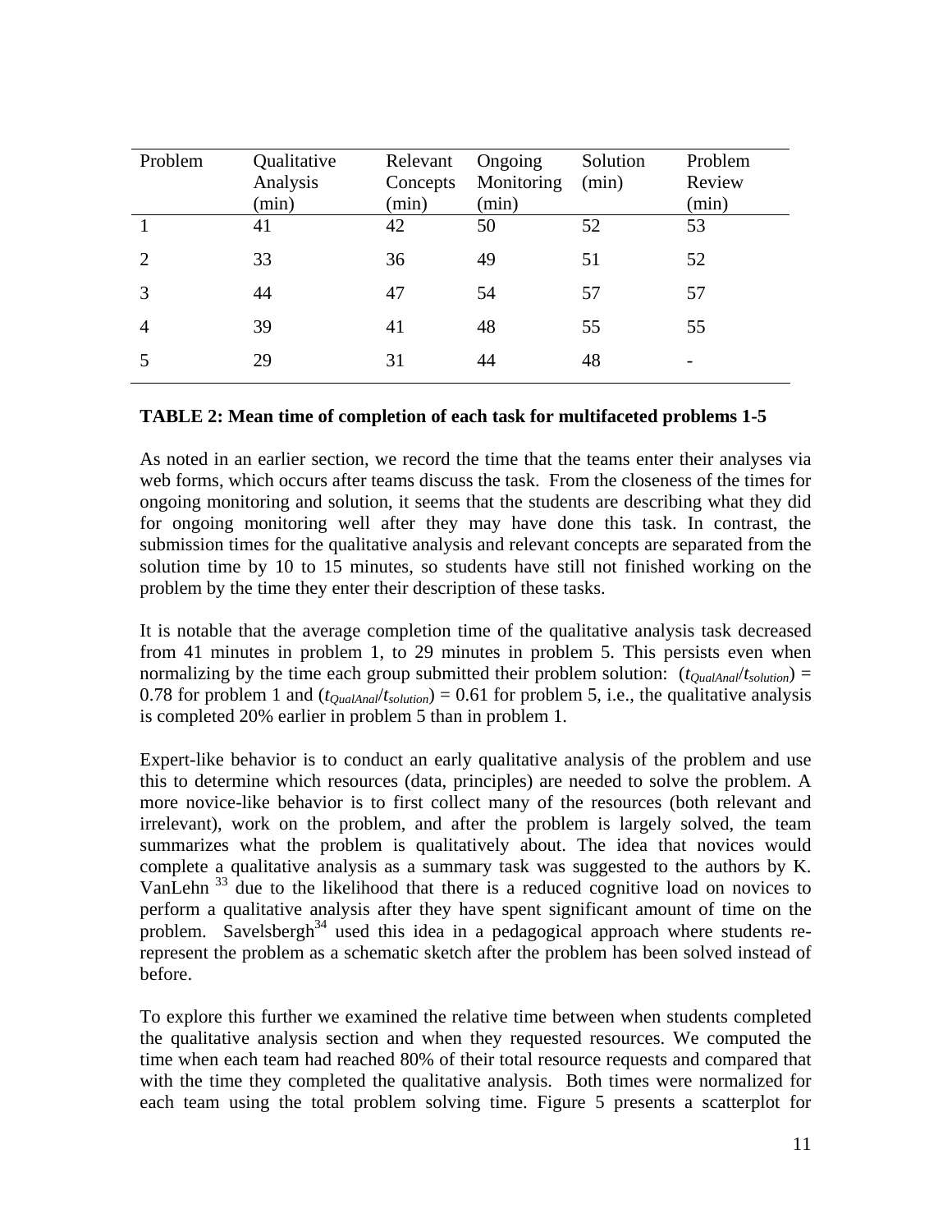| Problem | Qualitative Analysis (min) | Relevant Concepts (min) | Ongoing Monitoring (min) | Solution (min) | Problem Review (min) |
|---|---|---|---|---|---|
| 1 | 41 | 42 | 50 | 52 | 53 |
| 2 | 33 | 36 | 49 | 51 | 52 |
| 3 | 44 | 47 | 54 | 57 | 57 |
| 4 | 39 | 41 | 48 | 55 | 55 |
| 5 | 29 | 31 | 44 | 48 | - |

**TABLE 2: Mean time of completion of each task for multifaceted problems 1-5**

As noted in an earlier section, we record the time that the teams enter their analyses via web forms, which occurs after teams discuss the task. From the closeness of the times for ongoing monitoring and solution, it seems that the students are describing what they did for ongoing monitoring well after they may have done this task. In contrast, the submission times for the qualitative analysis and relevant concepts are separated from the solution time by 10 to 15 minutes, so students have still not finished working on the problem by the time they enter their description of these tasks.

It is notable that the average completion time of the qualitative analysis task decreased from 41 minutes in problem 1, to 29 minutes in problem 5. This persists even when normalizing by the time each group submitted their problem solution: $(t_{QualAnal}/t_{solution}) = 0.78$ for problem 1 and $(t_{QualAnal}/t_{solution}) = 0.61$ for problem 5, i.e., the qualitative analysis is completed 20% earlier in problem 5 than in problem 1.

Expert-like behavior is to conduct an early qualitative analysis of the problem and use this to determine which resources (data, principles) are needed to solve the problem. A more novice-like behavior is to first collect many of the resources (both relevant and irrelevant), work on the problem, and after the problem is largely solved, the team summarizes what the problem is qualitatively about. The idea that novices would complete a qualitative analysis as a summary task was suggested to the authors by K. VanLehn [33] due to the likelihood that there is a reduced cognitive load on novices to perform a qualitative analysis after they have spent significant amount of time on the problem. Savelsbergh[34] used this idea in a pedagogical approach where students re-represent the problem as a schematic sketch after the problem has been solved instead of before.

To explore this further we examined the relative time between when students completed the qualitative analysis section and when they requested resources. We computed the time when each team had reached 80% of their total resource requests and compared that with the time they completed the qualitative analysis. Both times were normalized for each team using the total problem solving time. Figure 5 presents a scatterplot for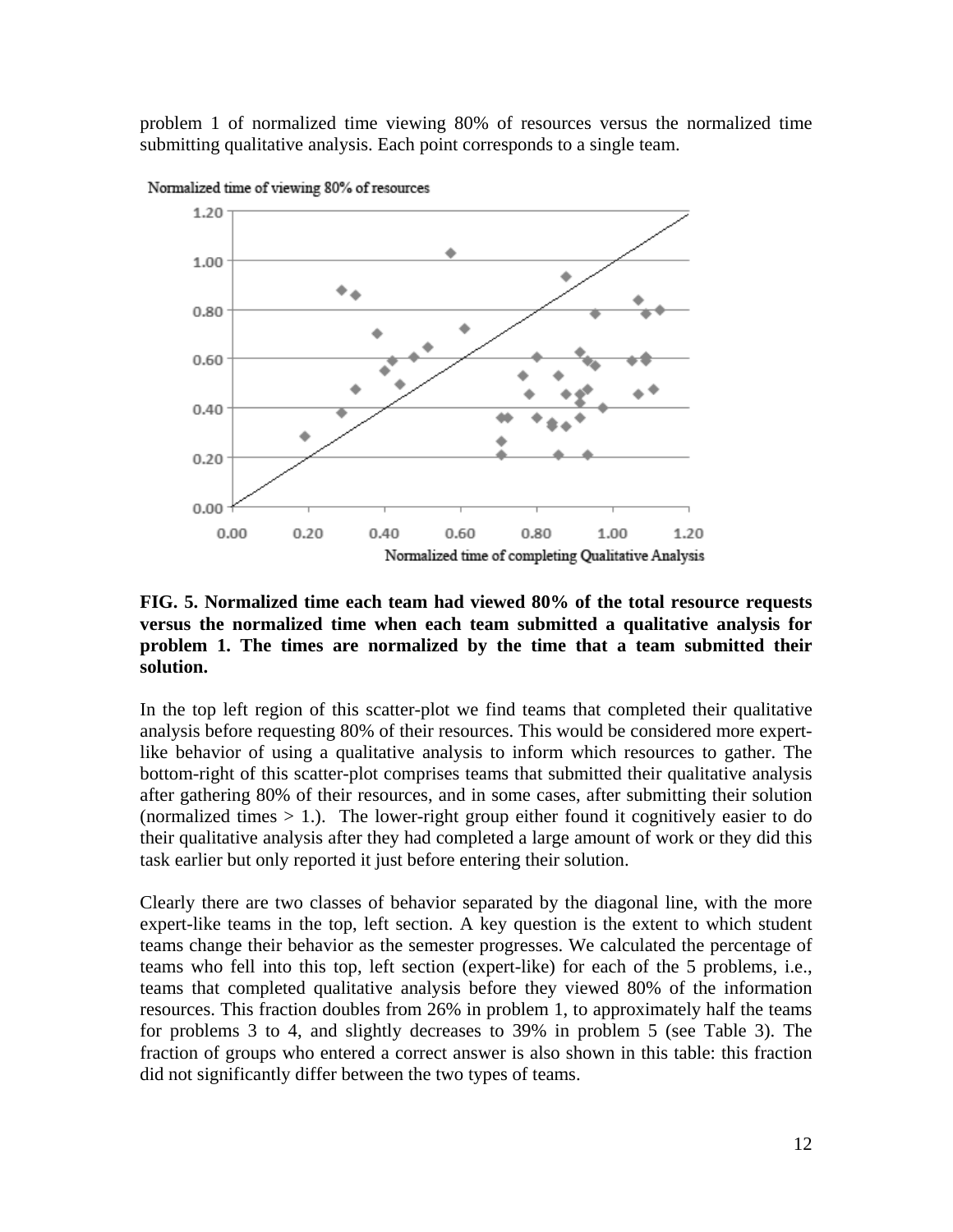problem 1 of normalized time viewing 80% of resources versus the normalized time submitting qualitative analysis. Each point corresponds to a single team.

**FIG. 5. Normalized time each team had viewed 80% of the total resource requests versus the normalized time when each team submitted a qualitative analysis for problem 1. The times are normalized by the time that a team submitted their solution.**

In the top left region of this scatter-plot we find teams that completed their qualitative analysis before requesting 80% of their resources. This would be considered more expert-like behavior of using a qualitative analysis to inform which resources to gather. The bottom-right of this scatter-plot comprises teams that submitted their qualitative analysis after gathering 80% of their resources, and in some cases, after submitting their solution (normalized times > 1.). The lower-right group either found it cognitively easier to do their qualitative analysis after they had completed a large amount of work or they did this task earlier but only reported it just before entering their solution.

Clearly there are two classes of behavior separated by the diagonal line, with the more expert-like teams in the top, left section. A key question is the extent to which student teams change their behavior as the semester progresses. We calculated the percentage of teams who fell into this top, left section (expert-like) for each of the 5 problems, i.e., teams that completed qualitative analysis before they viewed 80% of the information resources. This fraction doubles from 26% in problem 1, to approximately half the teams for problems 3 to 4, and slightly decreases to 39% in problem 5 (see Table 3). The fraction of groups who entered a correct answer is also shown in this table: this fraction did not significantly differ between the two types of teams.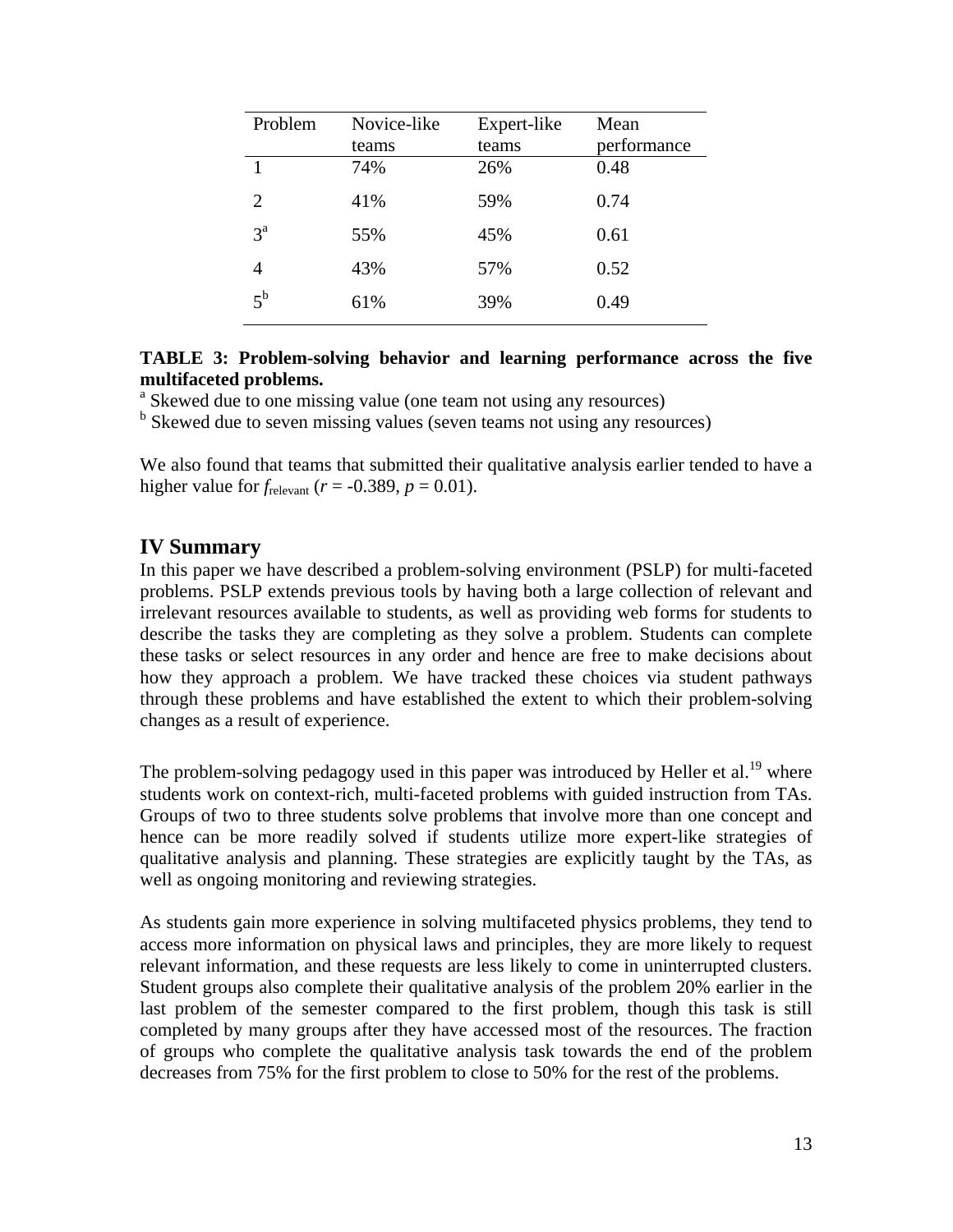| Problem | Novice-like teams | Expert-like teams | Mean performance |
|---|---|---|---|
| 1 | 74% | 26% | 0.48 |
| 2 | 41% | 59% | 0.74 |
| 3[a] | 55% | 45% | 0.61 |
| 4 | 43% | 57% | 0.52 |
| 5[b] | 61% | 39% | 0.49 |

**TABLE 3: Problem-solving behavior and learning performance across the five multifaceted problems.**

[a] Skewed due to one missing value (one team not using any resources)

[b] Skewed due to seven missing values (seven teams not using any resources)

We also found that teams that submitted their qualitative analysis earlier tended to have a higher value for $f_{relevant}$ ($r = -0.389$, $p = 0.01$).

## IV Summary

In this paper we have described a problem-solving environment (PSLP) for multi-faceted problems. PSLP extends previous tools by having both a large collection of relevant and irrelevant resources available to students, as well as providing web forms for students to describe the tasks they are completing as they solve a problem. Students can complete these tasks or select resources in any order and hence are free to make decisions about how they approach a problem. We have tracked these choices via student pathways through these problems and have established the extent to which their problem-solving changes as a result of experience.

The problem-solving pedagogy used in this paper was introduced by Heller et al.[19] where students work on context-rich, multi-faceted problems with guided instruction from TAs. Groups of two to three students solve problems that involve more than one concept and hence can be more readily solved if students utilize more expert-like strategies of qualitative analysis and planning. These strategies are explicitly taught by the TAs, as well as ongoing monitoring and reviewing strategies.

As students gain more experience in solving multifaceted physics problems, they tend to access more information on physical laws and principles, they are more likely to request relevant information, and these requests are less likely to come in uninterrupted clusters. Student groups also complete their qualitative analysis of the problem 20% earlier in the last problem of the semester compared to the first problem, though this task is still completed by many groups after they have accessed most of the resources. The fraction of groups who complete the qualitative analysis task towards the end of the problem decreases from 75% for the first problem to close to 50% for the rest of the problems.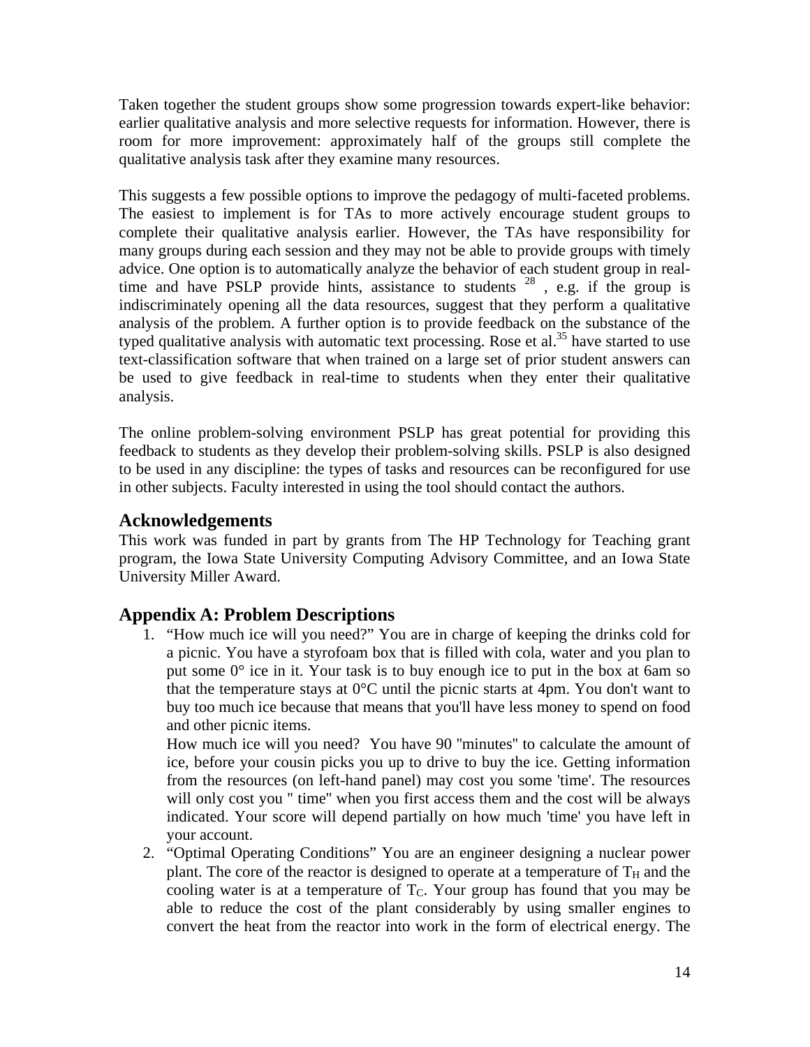Taken together the student groups show some progression towards expert-like behavior: earlier qualitative analysis and more selective requests for information. However, there is room for more improvement: approximately half of the groups still complete the qualitative analysis task after they examine many resources.

This suggests a few possible options to improve the pedagogy of multi-faceted problems. The easiest to implement is for TAs to more actively encourage student groups to complete their qualitative analysis earlier. However, the TAs have responsibility for many groups during each session and they may not be able to provide groups with timely advice. One option is to automatically analyze the behavior of each student group in real-time and have PSLP provide hints, assistance to students [28], e.g. if the group is indiscriminately opening all the data resources, suggest that they perform a qualitative analysis of the problem. A further option is to provide feedback on the substance of the typed qualitative analysis with automatic text processing. Rose et al.[35] have started to use text-classification software that when trained on a large set of prior student answers can be used to give feedback in real-time to students when they enter their qualitative analysis.

The online problem-solving environment PSLP has great potential for providing this feedback to students as they develop their problem-solving skills. PSLP is also designed to be used in any discipline: the types of tasks and resources can be reconfigured for use in other subjects. Faculty interested in using the tool should contact the authors.

## Acknowledgements

This work was funded in part by grants from The HP Technology for Teaching grant program, the Iowa State University Computing Advisory Committee, and an Iowa State University Miller Award.

## Appendix A: Problem Descriptions

1. "How much ice will you need?" You are in charge of keeping the drinks cold for a picnic. You have a styrofoam box that is filled with cola, water and you plan to put some 0° ice in it. Your task is to buy enough ice to put in the box at 6am so that the temperature stays at 0°C until the picnic starts at 4pm. You don't want to buy too much ice because that means that you'll have less money to spend on food and other picnic items.
   How much ice will you need? You have 90 "minutes" to calculate the amount of ice, before your cousin picks you up to drive to buy the ice. Getting information from the resources (on left-hand panel) may cost you some 'time'. The resources will only cost you " time" when you first access them and the cost will be always indicated. Your score will depend partially on how much 'time' you have left in your account.
2. "Optimal Operating Conditions" You are an engineer designing a nuclear power plant. The core of the reactor is designed to operate at a temperature of $T_H$ and the cooling water is at a temperature of $T_C$. Your group has found that you may be able to reduce the cost of the plant considerably by using smaller engines to convert the heat from the reactor into work in the form of electrical energy. The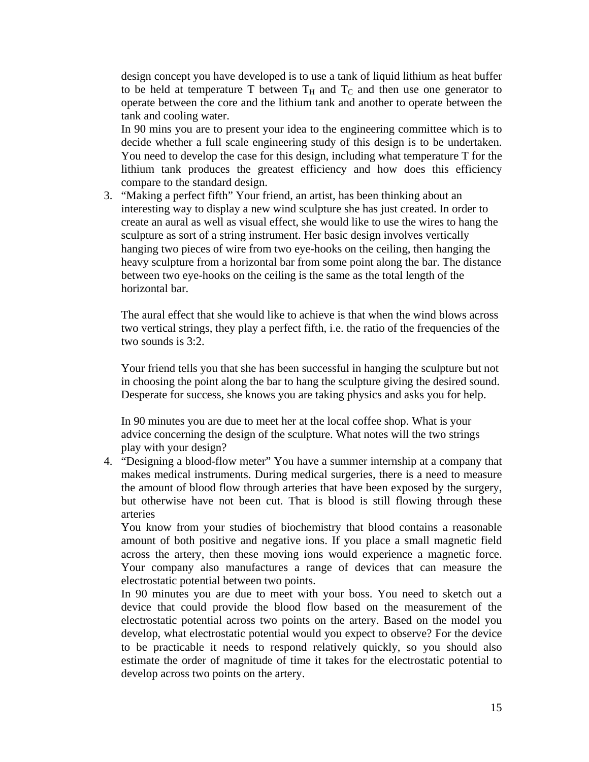design concept you have developed is to use a tank of liquid lithium as heat buffer to be held at temperature T between $T_H$ and $T_C$ and then use one generator to operate between the core and the lithium tank and another to operate between the tank and cooling water.

In 90 mins you are to present your idea to the engineering committee which is to decide whether a full scale engineering study of this design is to be undertaken. You need to develop the case for this design, including what temperature T for the lithium tank produces the greatest efficiency and how does this efficiency compare to the standard design.

3. "Making a perfect fifth" Your friend, an artist, has been thinking about an interesting way to display a new wind sculpture she has just created. In order to create an aural as well as visual effect, she would like to use the wires to hang the sculpture as sort of a string instrument. Her basic design involves vertically hanging two pieces of wire from two eye-hooks on the ceiling, then hanging the heavy sculpture from a horizontal bar from some point along the bar. The distance between two eye-hooks on the ceiling is the same as the total length of the horizontal bar.

   The aural effect that she would like to achieve is that when the wind blows across two vertical strings, they play a perfect fifth, i.e. the ratio of the frequencies of the two sounds is 3:2.

   Your friend tells you that she has been successful in hanging the sculpture but not in choosing the point along the bar to hang the sculpture giving the desired sound. Desperate for success, she knows you are taking physics and asks you for help.

   In 90 minutes you are due to meet her at the local coffee shop. What is your advice concerning the design of the sculpture. What notes will the two strings play with your design?

4. "Designing a blood-flow meter" You have a summer internship at a company that makes medical instruments. During medical surgeries, there is a need to measure the amount of blood flow through arteries that have been exposed by the surgery, but otherwise have not been cut. That is blood is still flowing through these arteries

   You know from your studies of biochemistry that blood contains a reasonable amount of both positive and negative ions. If you place a small magnetic field across the artery, then these moving ions would experience a magnetic force. Your company also manufactures a range of devices that can measure the electrostatic potential between two points.

   In 90 minutes you are due to meet with your boss. You need to sketch out a device that could provide the blood flow based on the measurement of the electrostatic potential across two points on the artery. Based on the model you develop, what electrostatic potential would you expect to observe? For the device to be practicable it needs to respond relatively quickly, so you should also estimate the order of magnitude of time it takes for the electrostatic potential to develop across two points on the artery.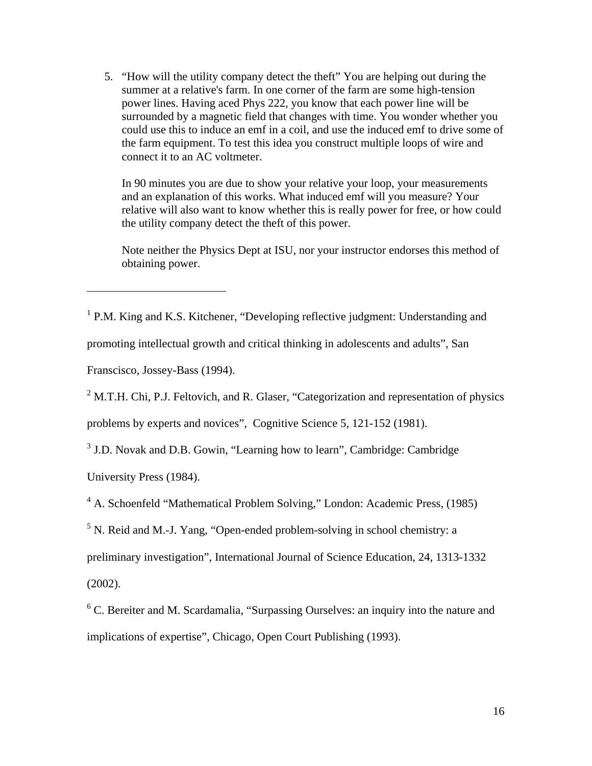5. "How will the utility company detect the theft" You are helping out during the summer at a relative's farm. In one corner of the farm are some high-tension power lines. Having aced Phys 222, you know that each power line will be surrounded by a magnetic field that changes with time. You wonder whether you could use this to induce an emf in a coil, and use the induced emf to drive some of the farm equipment. To test this idea you construct multiple loops of wire and connect it to an AC voltmeter.

   In 90 minutes you are due to show your relative your loop, your measurements and an explanation of this works. What induced emf will you measure? Your relative will also want to know whether this is really power for free, or how could the utility company detect the theft of this power.

   Note neither the Physics Dept at ISU, nor your instructor endorses this method of obtaining power.

---

[1] P.M. King and K.S. Kitchener, "Developing reflective judgment: Understanding and promoting intellectual growth and critical thinking in adolescents and adults", San Franscisco, Jossey-Bass (1994).

[2] M.T.H. Chi, P.J. Feltovich, and R. Glaser, "Categorization and representation of physics problems by experts and novices", Cognitive Science 5, 121-152 (1981).

[3] J.D. Novak and D.B. Gowin, "Learning how to learn", Cambridge: Cambridge University Press (1984).

[4] A. Schoenfeld "Mathematical Problem Solving," London: Academic Press, (1985)

[5] N. Reid and M.-J. Yang, "Open-ended problem-solving in school chemistry: a preliminary investigation", International Journal of Science Education, 24, 1313-1332 (2002).

[6] C. Bereiter and M. Scardamalia, "Surpassing Ourselves: an inquiry into the nature and implications of expertise", Chicago, Open Court Publishing (1993).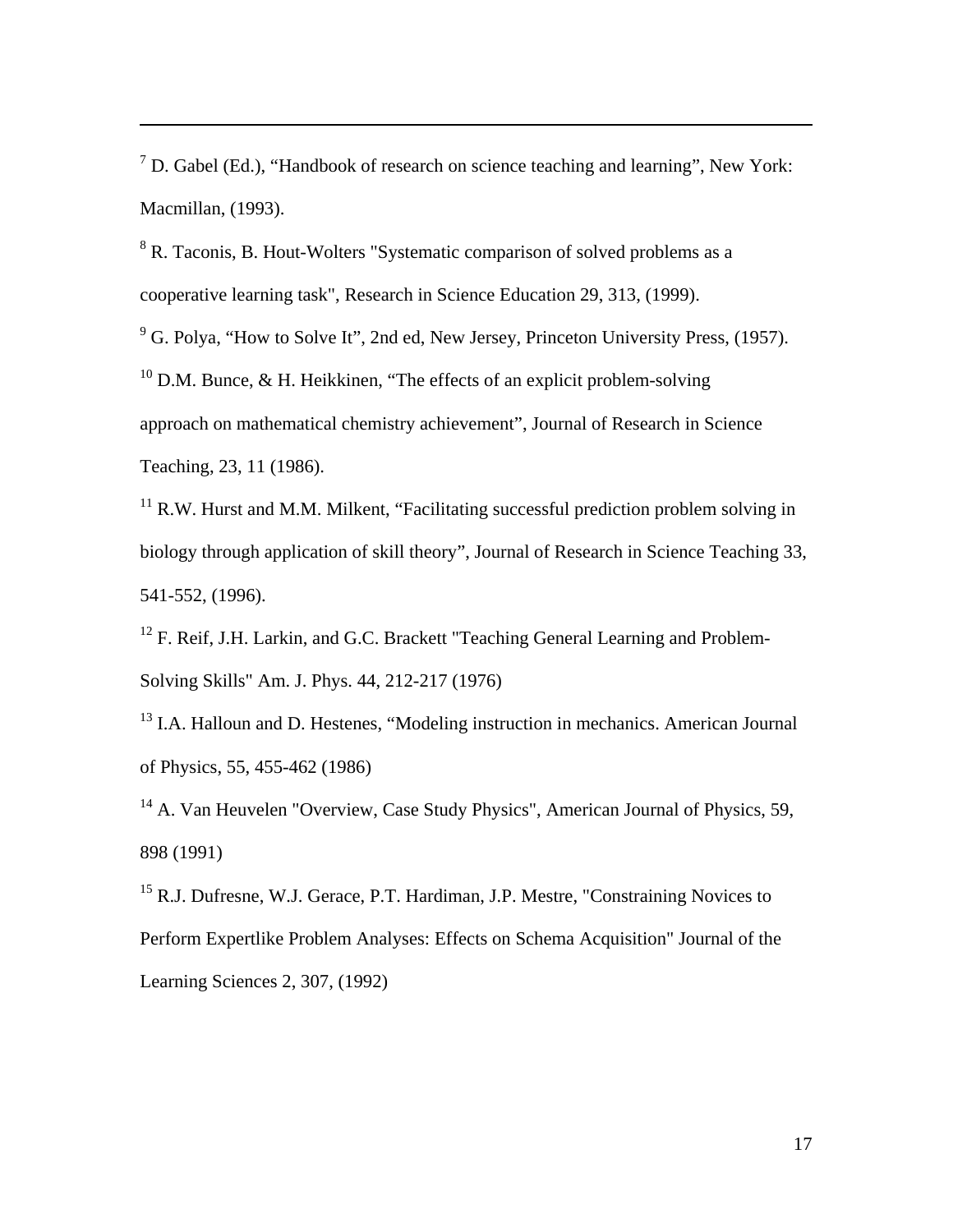[7] D. Gabel (Ed.), "Handbook of research on science teaching and learning", New York: Macmillan, (1993).

[8] R. Taconis, B. Hout-Wolters "Systematic comparison of solved problems as a cooperative learning task", Research in Science Education 29, 313, (1999).

[9] G. Polya, "How to Solve It", 2nd ed, New Jersey, Princeton University Press, (1957).

[10] D.M. Bunce, & H. Heikkinen, "The effects of an explicit problem-solving approach on mathematical chemistry achievement", Journal of Research in Science Teaching, 23, 11 (1986).

[11] R.W. Hurst and M.M. Milkent, "Facilitating successful prediction problem solving in biology through application of skill theory", Journal of Research in Science Teaching 33, 541-552, (1996).

[12] F. Reif, J.H. Larkin, and G.C. Brackett "Teaching General Learning and Problem-Solving Skills" Am. J. Phys. 44, 212-217 (1976)

[13] I.A. Halloun and D. Hestenes, "Modeling instruction in mechanics. American Journal of Physics, 55, 455-462 (1986)

[14] A. Van Heuvelen "Overview, Case Study Physics", American Journal of Physics, 59, 898 (1991)

[15] R.J. Dufresne, W.J. Gerace, P.T. Hardiman, J.P. Mestre, "Constraining Novices to Perform Expertlike Problem Analyses: Effects on Schema Acquisition" Journal of the Learning Sciences 2, 307, (1992)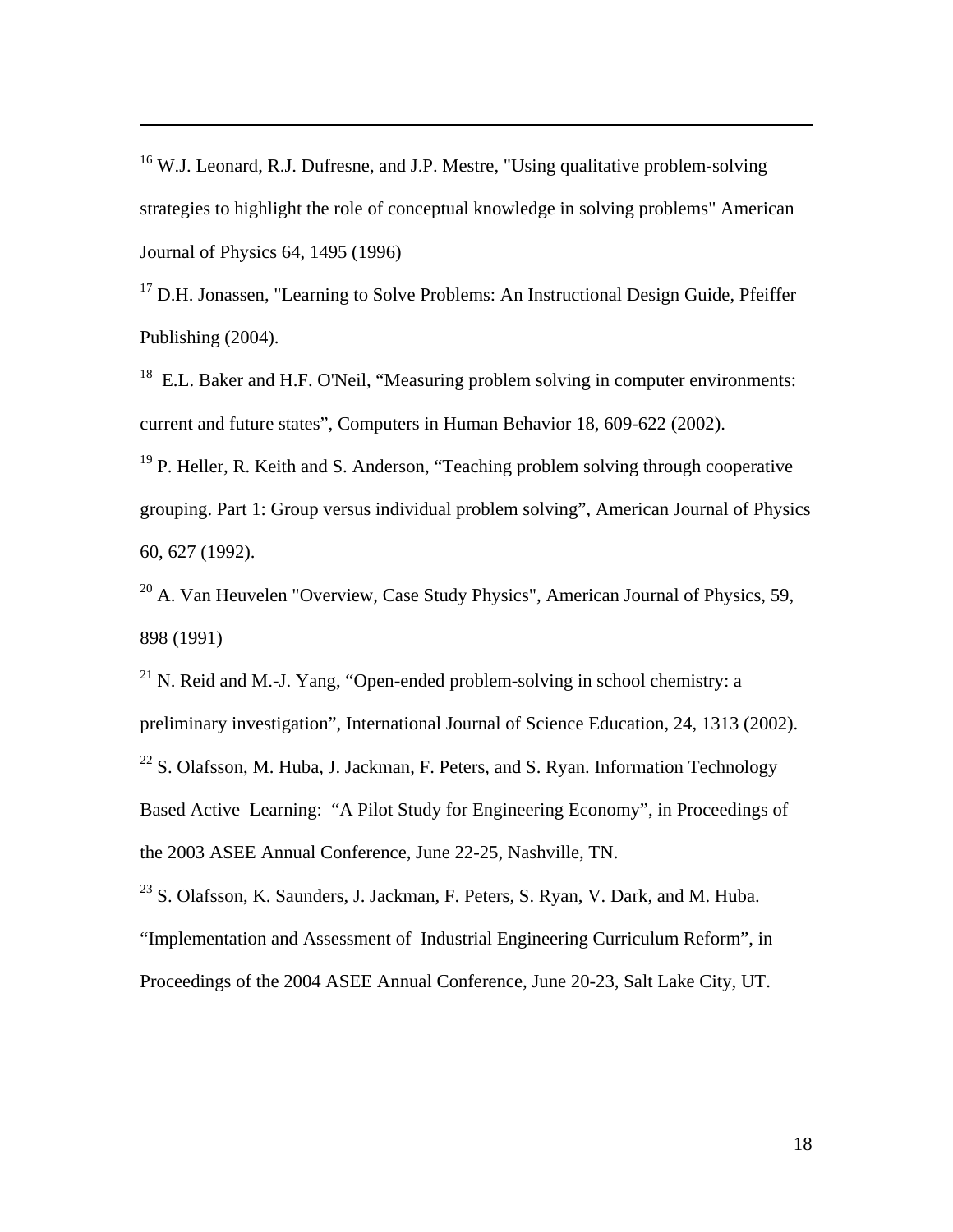[16] W.J. Leonard, R.J. Dufresne, and J.P. Mestre, "Using qualitative problem-solving strategies to highlight the role of conceptual knowledge in solving problems" American Journal of Physics 64, 1495 (1996)

[17] D.H. Jonassen, "Learning to Solve Problems: An Instructional Design Guide, Pfeiffer Publishing (2004).

[18] E.L. Baker and H.F. O'Neil, "Measuring problem solving in computer environments: current and future states", Computers in Human Behavior 18, 609-622 (2002).

[19] P. Heller, R. Keith and S. Anderson, "Teaching problem solving through cooperative grouping. Part 1: Group versus individual problem solving", American Journal of Physics 60, 627 (1992).

[20] A. Van Heuvelen "Overview, Case Study Physics", American Journal of Physics, 59, 898 (1991)

[21] N. Reid and M.-J. Yang, "Open-ended problem-solving in school chemistry: a preliminary investigation", International Journal of Science Education, 24, 1313 (2002).

[22] S. Olafsson, M. Huba, J. Jackman, F. Peters, and S. Ryan. Information Technology Based Active Learning: "A Pilot Study for Engineering Economy", in Proceedings of the 2003 ASEE Annual Conference, June 22-25, Nashville, TN.

[23] S. Olafsson, K. Saunders, J. Jackman, F. Peters, S. Ryan, V. Dark, and M. Huba. "Implementation and Assessment of Industrial Engineering Curriculum Reform", in Proceedings of the 2004 ASEE Annual Conference, June 20-23, Salt Lake City, UT.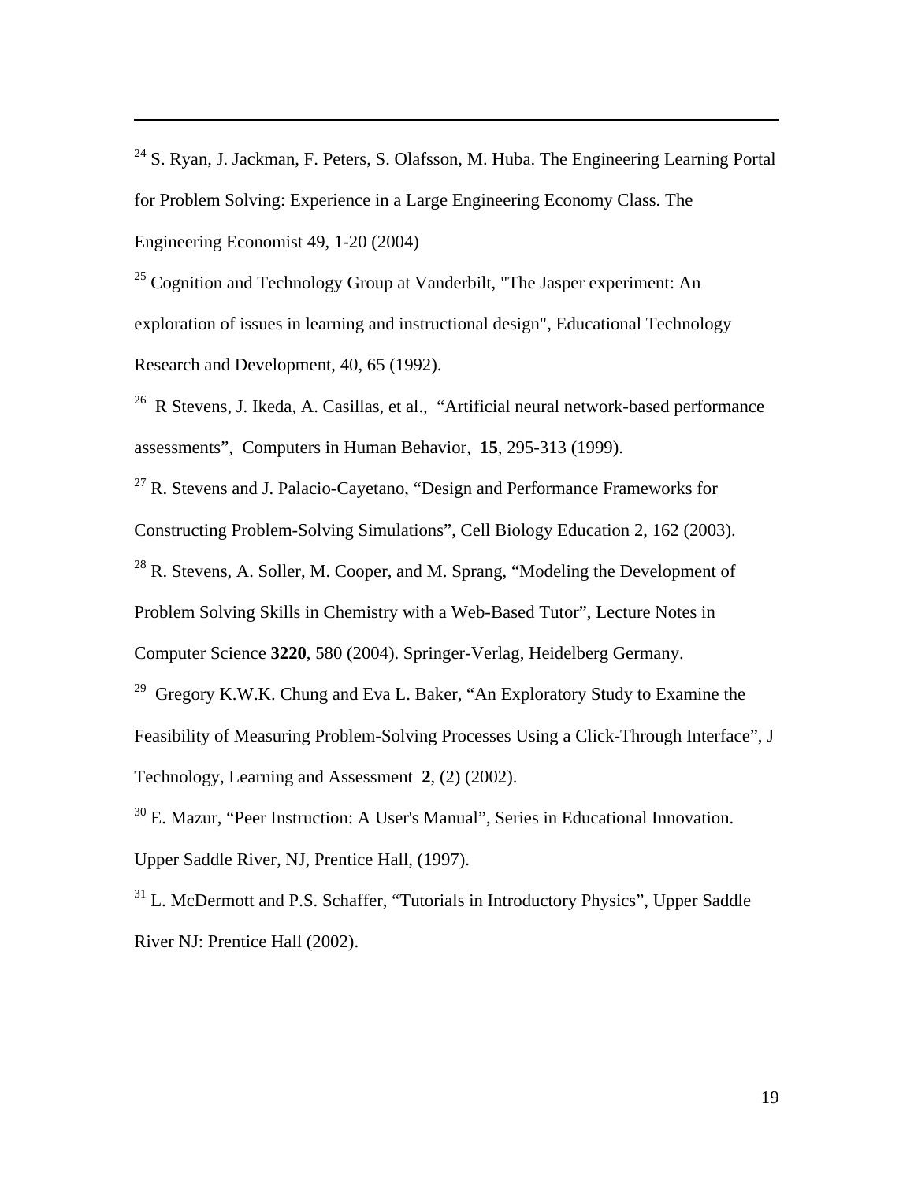[24] S. Ryan, J. Jackman, F. Peters, S. Olafsson, M. Huba. The Engineering Learning Portal for Problem Solving: Experience in a Large Engineering Economy Class. The Engineering Economist 49, 1-20 (2004)

[25] Cognition and Technology Group at Vanderbilt, "The Jasper experiment: An exploration of issues in learning and instructional design", Educational Technology Research and Development, 40, 65 (1992).

[26] R Stevens, J. Ikeda, A. Casillas, et al., "Artificial neural network-based performance assessments", Computers in Human Behavior, **15**, 295-313 (1999).

[27] R. Stevens and J. Palacio-Cayetano, "Design and Performance Frameworks for Constructing Problem-Solving Simulations", Cell Biology Education 2, 162 (2003).

[28] R. Stevens, A. Soller, M. Cooper, and M. Sprang, "Modeling the Development of Problem Solving Skills in Chemistry with a Web-Based Tutor", Lecture Notes in Computer Science **3220**, 580 (2004). Springer-Verlag, Heidelberg Germany.

[29] Gregory K.W.K. Chung and Eva L. Baker, "An Exploratory Study to Examine the Feasibility of Measuring Problem-Solving Processes Using a Click-Through Interface", J Technology, Learning and Assessment **2**, (2) (2002).

[30] E. Mazur, "Peer Instruction: A User's Manual", Series in Educational Innovation. Upper Saddle River, NJ, Prentice Hall, (1997).

[31] L. McDermott and P.S. Schaffer, "Tutorials in Introductory Physics", Upper Saddle River NJ: Prentice Hall (2002).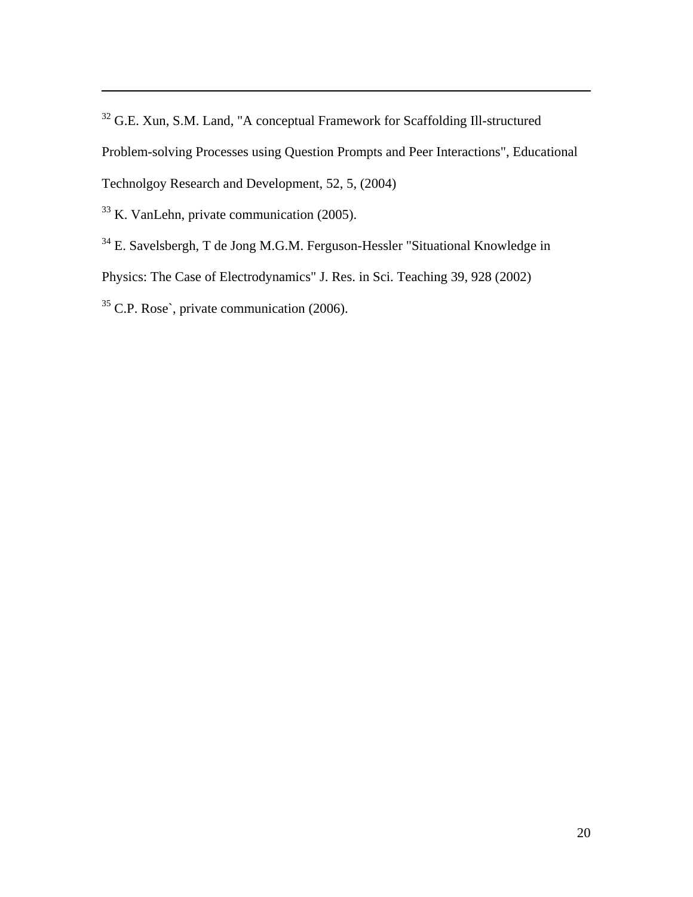[32] G.E. Xun, S.M. Land, "A conceptual Framework for Scaffolding Ill-structured Problem-solving Processes using Question Prompts and Peer Interactions", Educational Technolgoy Research and Development, 52, 5, (2004)

[33] K. VanLehn, private communication (2005).

[34] E. Savelsbergh, T de Jong M.G.M. Ferguson-Hessler "Situational Knowledge in Physics: The Case of Electrodynamics" J. Res. in Sci. Teaching 39, 928 (2002)

[35] C.P. Rose`, private communication (2006).